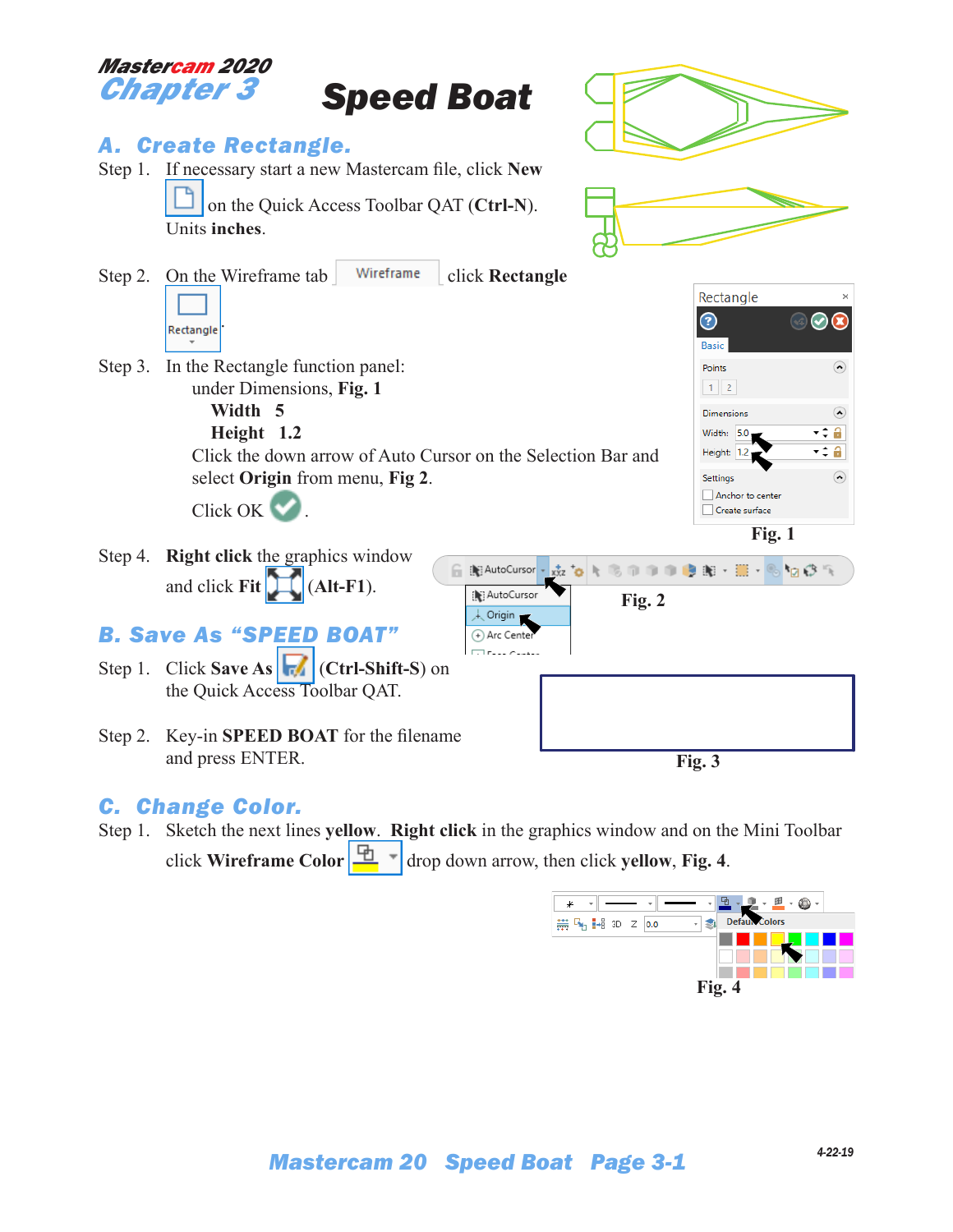**Mastercam 2020**
# Chapter 3 — Speed Boat

## A. Create Rectangle.

Step 1. If necessary start a new Mastercam file, click **New** on the Quick Access Toolbar QAT (**Ctrl-N**). Units **inches**.

Step 2. On the Wireframe tab click **Rectangle**.

Step 3. In the Rectangle function panel:
 under Dimensions, **Fig. 1**
 **Width 5**
 **Height 1.2**
 Click the down arrow of Auto Cursor on the Selection Bar and select **Origin** from menu, **Fig 2**.
 Click OK .

Rectangle
Basic
Points
Dimensions
Width: 5.0
Height: 1.2
Settings
Anchor to center
Create surface

**Fig. 1**

Step 4. **Right click** the graphics window and click **Fit** (**Alt-F1**).

AutoCursor
Origin
Arc Center

**Fig. 2**

## B. Save As "SPEED BOAT"

Step 1. Click **Save As** (**Ctrl-Shift-S**) on the Quick Access Toolbar QAT.

Step 2. Key-in **SPEED BOAT** for the filename and press ENTER.

**Fig. 3**

## C. Change Color.

Step 1. Sketch the next lines **yellow**. **Right click** in the graphics window and on the Mini Toolbar click **Wireframe Color** drop down arrow, then click **yellow**, **Fig. 4**.

Default Colors

**Fig. 4**

4-22-19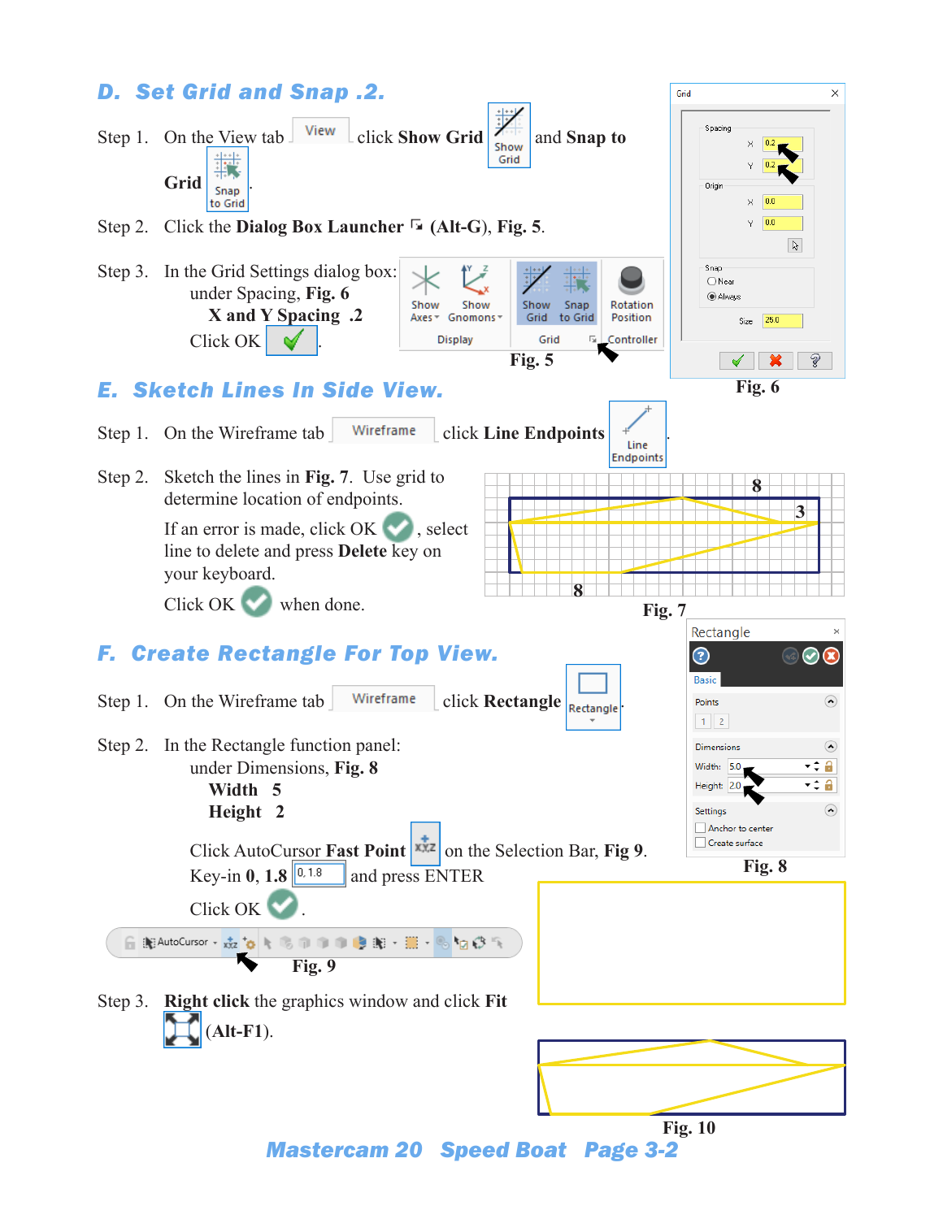## D. Set Grid and Snap .2.

Step 1. On the View tab View click **Show Grid** and **Snap to Grid**.

Step 2. Click the **Dialog Box Launcher** (Alt-G), **Fig. 5**.

Step 3. In the Grid Settings dialog box:
under Spacing, **Fig. 6**
**X and Y Spacing .2**
Click OK.

Fig. 5

Fig. 6

## E. Sketch Lines In Side View.

Step 1. On the Wireframe tab Wireframe click **Line Endpoints**.

Step 2. Sketch the lines in **Fig. 7**. Use grid to determine location of endpoints.

If an error is made, click OK, select line to delete and press **Delete** key on your keyboard.

Click OK when done.

Fig. 7

## F. Create Rectangle For Top View.

Step 1. On the Wireframe tab Wireframe click **Rectangle**.

Step 2. In the Rectangle function panel:
under Dimensions, **Fig. 8**
**Width 5**
**Height 2**

Click AutoCursor **Fast Point** on the Selection Bar, **Fig 9**.
Key-in **0, 1.8** and press ENTER

Click OK.

Fig. 8

Fig. 9

Step 3. **Right click** the graphics window and click **Fit** (**Alt-F1**).

Fig. 10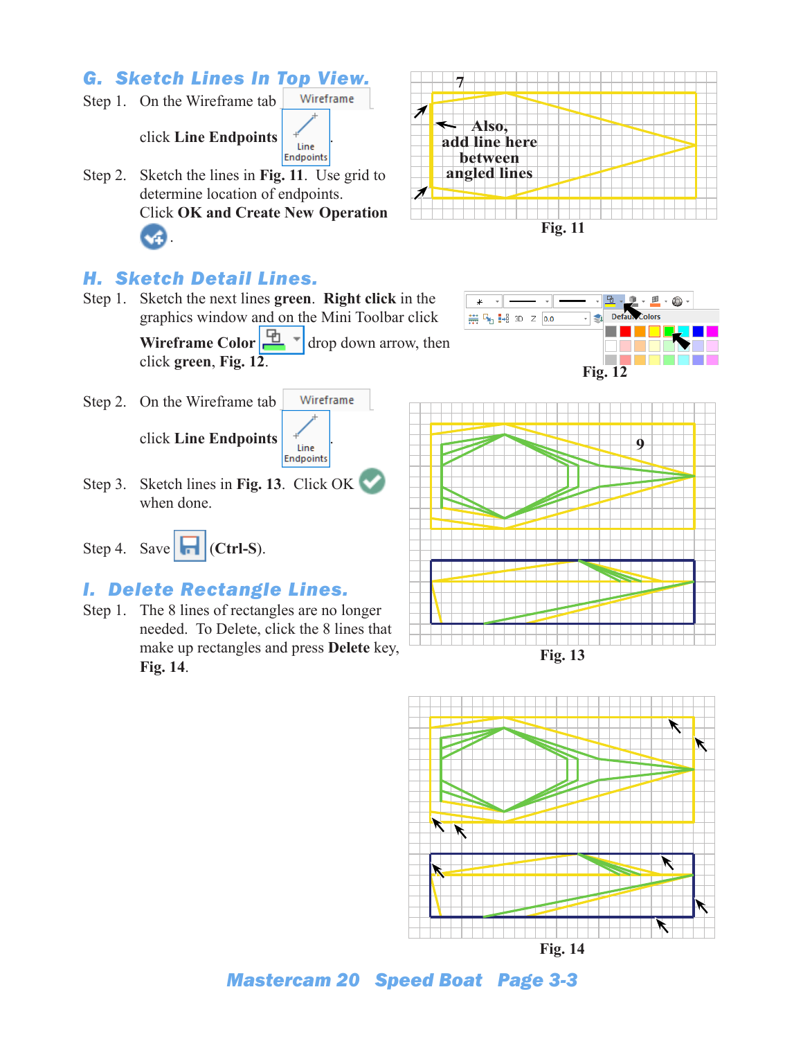## G. Sketch Lines In Top View.

Step 1. On the Wireframe tab [Wireframe]

click **Line Endpoints** [Line Endpoints].

Step 2. Sketch the lines in **Fig. 11**. Use grid to determine location of endpoints.
Click **OK and Create New Operation** .

7

Also, add line here between angled lines

Fig. 11

## H. Sketch Detail Lines.

Step 1. Sketch the next lines **green**. **Right click** in the graphics window and on the Mini Toolbar click **Wireframe Color** drop down arrow, then click **green**, **Fig. 12**.

Default Colors

Fig. 12

Step 2. On the Wireframe tab [Wireframe]

click **Line Endpoints** [Line Endpoints].

Step 3. Sketch lines in **Fig. 13**. Click OK when done.

Step 4. Save (**Ctrl-S**).

9

Fig. 13

## I. Delete Rectangle Lines.

Step 1. The 8 lines of rectangles are no longer needed. To Delete, click the 8 lines that make up rectangles and press **Delete** key, **Fig. 14**.

Fig. 14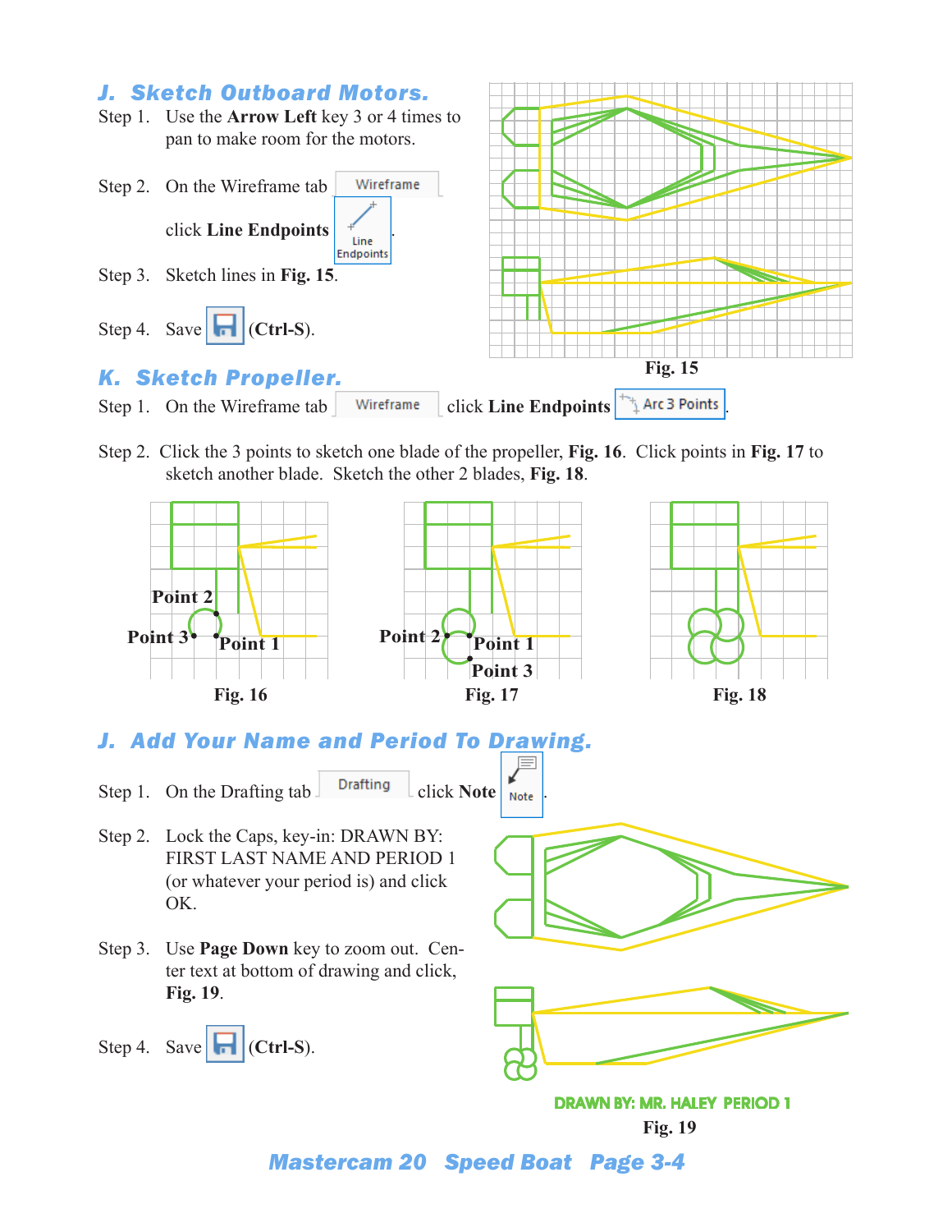## J. Sketch Outboard Motors.

Step 1. Use the **Arrow Left** key 3 or 4 times to pan to make room for the motors.

Step 2. On the Wireframe tab Wireframe click **Line Endpoints** Line Endpoints.

Step 3. Sketch lines in **Fig. 15**.

Step 4. Save (**Ctrl-S**).

**Fig. 15**

## K. Sketch Propeller.

Step 1. On the Wireframe tab Wireframe click **Line Endpoints** Arc 3 Points.

Step 2. Click the 3 points to sketch one blade of the propeller, **Fig. 16**. Click points in **Fig. 17** to sketch another blade. Sketch the other 2 blades, **Fig. 18**.

Point 2
Point 3
Point 1

**Fig. 16**

Point 2
Point 1
Point 3

**Fig. 17**

**Fig. 18**

## J. Add Your Name and Period To Drawing.

Step 1. On the Drafting tab Drafting click **Note** Note.

Step 2. Lock the Caps, key-in: DRAWN BY: FIRST LAST NAME AND PERIOD 1 (or whatever your period is) and click OK.

Step 3. Use **Page Down** key to zoom out. Center text at bottom of drawing and click, **Fig. 19**.

Step 4. Save (**Ctrl-S**).

DRAWN BY: MR. HALEY PERIOD 1

**Fig. 19**